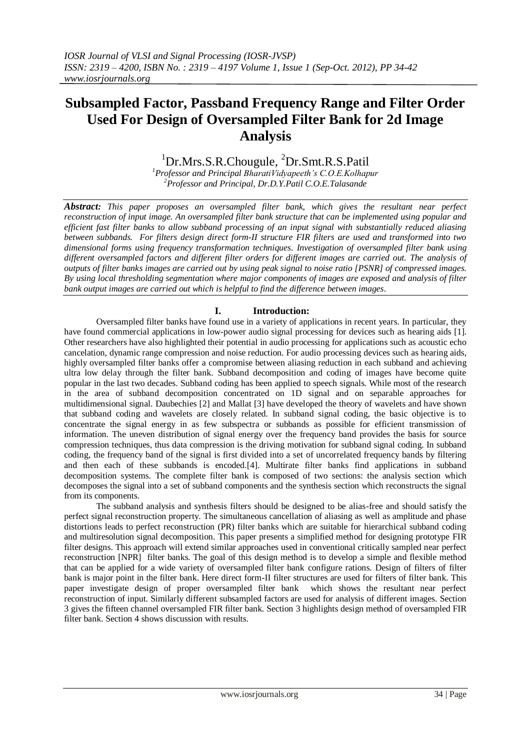# Subsampled Factor, Passband Frequency Range and Filter Order Used For Design of Oversampled Filter Bank for 2d Image Analysis

[1]Dr.Mrs.S.R.Chougule, [2]Dr.Smt.R.S.Patil

[1]*Professor and Principal BharatiVidyapeeth's C.O.E.Kolhapur*
[2]*Professor and Principal, Dr.D.Y.Patil C.O.E.Talasande*

***Abstract:*** *This paper proposes an oversampled filter bank, which gives the resultant near perfect reconstruction of input image. An oversampled filter bank structure that can be implemented using popular and efficient fast filter banks to allow subband processing of an input signal with substantially reduced aliasing between subbands. For filters design direct form-II structure FIR filters are used and transformed into two dimensional forms using frequency transformation techniques. Investigation of oversampled filter bank using different oversampled factors and different filter orders for different images are carried out. The analysis of outputs of filter banks images are carried out by using peak signal to noise ratio [PSNR] of compressed images. By using local thresholding segmentation where major components of images are exposed and analysis of filter bank output images are carried out which is helpful to find the difference between images.*

## I. Introduction:

Oversampled filter banks have found use in a variety of applications in recent years. In particular, they have found commercial applications in low-power audio signal processing for devices such as hearing aids [1]. Other researchers have also highlighted their potential in audio processing for applications such as acoustic echo cancelation, dynamic range compression and noise reduction. For audio processing devices such as hearing aids, highly oversampled filter banks offer a compromise between aliasing reduction in each subband and achieving ultra low delay through the filter bank. Subband decomposition and coding of images have become quite popular in the last two decades. Subband coding has been applied to speech signals. While most of the research in the area of subband decomposition concentrated on 1D signal and on separable approaches for multidimensional signal. Daubechies [2] and Mallat [3] have developed the theory of wavelets and have shown that subband coding and wavelets are closely related. In subband signal coding, the basic objective is to concentrate the signal energy in as few subspectra or subbands as possible for efficient transmission of information. The uneven distribution of signal energy over the frequency band provides the basis for source compression techniques, thus data compression is the driving motivation for subband signal coding. In subband coding, the frequency band of the signal is first divided into a set of uncorrelated frequency bands by filtering and then each of these subbands is encoded.[4]. Multirate filter banks find applications in subband decomposition systems. The complete filter bank is composed of two sections: the analysis section which decomposes the signal into a set of subband components and the synthesis section which reconstructs the signal from its components.

The subband analysis and synthesis filters should be designed to be alias-free and should satisfy the perfect signal reconstruction property. The simultaneous cancellation of aliasing as well as amplitude and phase distortions leads to perfect reconstruction (PR) filter banks which are suitable for hierarchical subband coding and multiresolution signal decomposition. This paper presents a simplified method for designing prototype FIR filter designs. This approach will extend similar approaches used in conventional critically sampled near perfect reconstruction [NPR] filter banks. The goal of this design method is to develop a simple and flexible method that can be applied for a wide variety of oversampled filter bank configure rations. Design of filters of filter bank is major point in the filter bank. Here direct form-II filter structures are used for filters of filter bank. This paper investigate design of proper oversampled filter bank which shows the resultant near perfect reconstruction of input. Similarly different subsampled factors are used for analysis of different images. Section 3 gives the fifteen channel oversampled FIR filter bank. Section 3 highlights design method of oversampled FIR filter bank. Section 4 shows discussion with results.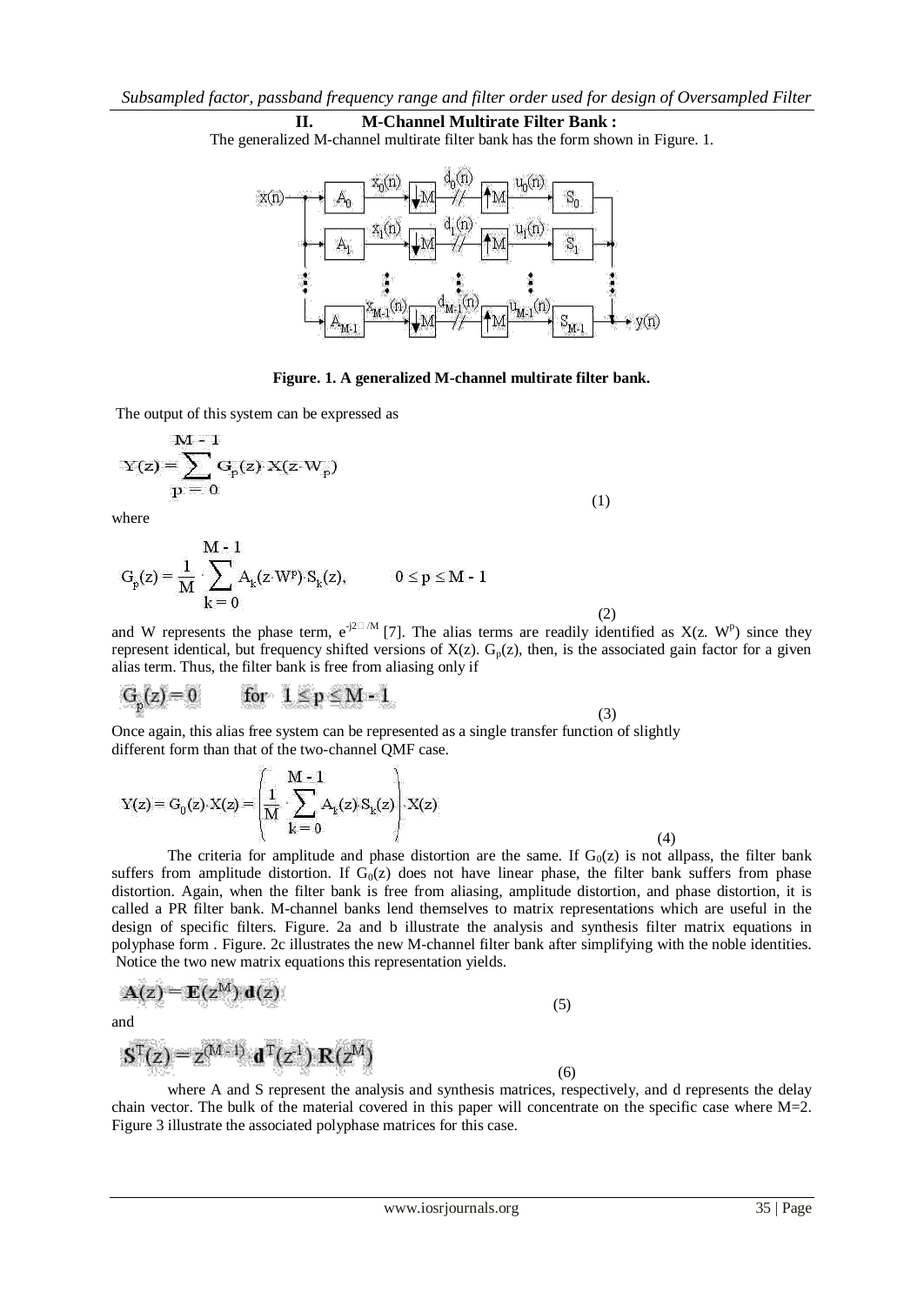## II. M-Channel Multirate Filter Bank :

The generalized M-channel multirate filter bank has the form shown in Figure. 1.

**Figure. 1. A generalized M-channel multirate filter bank.**

The output of this system can be expressed as

$$Y(z) = \sum_{p=0}^{M-1} G_p(z) \cdot X(z \cdot W_p) \tag{1}$$

where

$$G_p(z) = \frac{1}{M} \cdot \sum_{k=0}^{M-1} A_k(z \cdot W^p) \cdot S_k(z), \qquad 0 \le p \le M-1 \tag{2}$$

and W represents the phase term, $e^{-j2\pi/M}$ [7]. The alias terms are readily identified as $X(z. W^p)$ since they represent identical, but frequency shifted versions of $X(z)$. $G_p(z)$, then, is the associated gain factor for a given alias term. Thus, the filter bank is free from aliasing only if

$$G_p(z) = 0 \qquad \text{for} \quad 1 \le p \le M-1 \tag{3}$$

Once again, this alias free system can be represented as a single transfer function of slightly different form than that of the two-channel QMF case.

$$Y(z) = G_0(z) \cdot X(z) = \left( \frac{1}{M} \cdot \sum_{k=0}^{M-1} A_k(z) \cdot S_k(z) \right) \cdot X(z) \tag{4}$$

The criteria for amplitude and phase distortion are the same. If $G_0(z)$ is not allpass, the filter bank suffers from amplitude distortion. If $G_0(z)$ does not have linear phase, the filter bank suffers from phase distortion. Again, when the filter bank is free from aliasing, amplitude distortion, and phase distortion, it is called a PR filter bank. M-channel banks lend themselves to matrix representations which are useful in the design of specific filters. Figure. 2a and b illustrate the analysis and synthesis filter matrix equations in polyphase form . Figure. 2c illustrates the new M-channel filter bank after simplifying with the noble identities. Notice the two new matrix equations this representation yields.

$$\mathbf{A}(z) = \mathbf{E}(z^M) \cdot \mathbf{d}(z) \tag{5}$$

and

$$\mathbf{S}^T(z) = z^{(M-1)} \cdot \mathbf{d}^T(z^{-1}) \cdot \mathbf{R}(z^M) \tag{6}$$

where A and S represent the analysis and synthesis matrices, respectively, and d represents the delay chain vector. The bulk of the material covered in this paper will concentrate on the specific case where M=2. Figure 3 illustrate the associated polyphase matrices for this case.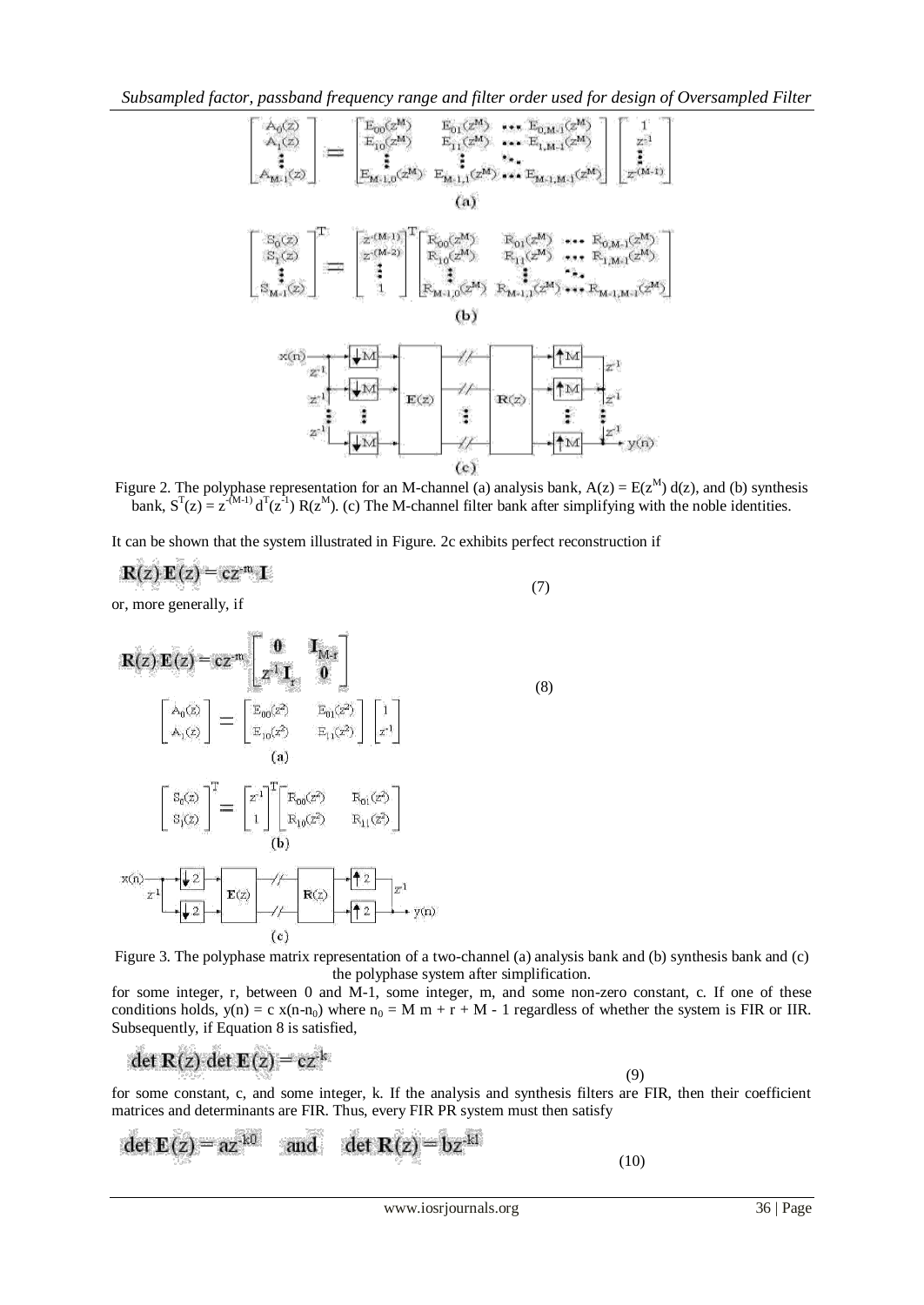$$\begin{bmatrix} A_0(z) \\ A_1(z) \\ \vdots \\ A_{M-1}(z) \end{bmatrix} = \begin{bmatrix} E_{00}(z^M) & E_{01}(z^M) & \cdots & E_{0,M-1}(z^M) \\ E_{10}(z^M) & E_{11}(z^M) & \cdots & E_{1,M-1}(z^M) \\ \vdots & \vdots & \ddots & \\ E_{M-1,0}(z^M) & E_{M-1,1}(z^M) & \cdots & E_{M-1,M-1}(z^M) \end{bmatrix} \begin{bmatrix} 1 \\ z^{-1} \\ \vdots \\ z^{-(M-1)} \end{bmatrix}$$

(a)

$$\begin{bmatrix} S_0(z) \\ S_1(z) \\ \vdots \\ S_{M-1}(z) \end{bmatrix}^T = \begin{bmatrix} z^{-(M-1)} \\ z^{-(M-2)} \\ \vdots \\ 1 \end{bmatrix}^T \begin{bmatrix} R_{00}(z^M) & R_{01}(z^M) & \cdots & R_{0,M-1}(z^M) \\ R_{10}(z^M) & R_{11}(z^M) & \cdots & R_{1,M-1}(z^M) \\ \vdots & \vdots & \ddots & \\ R_{M-1,0}(z^M) & R_{M-1,1}(z^M) & \cdots & R_{M-1,M-1}(z^M) \end{bmatrix}$$

(b)

(c)

Figure 2. The polyphase representation for an M-channel (a) analysis bank, $A(z) = E(z^M)\, d(z)$, and (b) synthesis bank, $S^T(z) = z^{-(M-1)} d^T(z^{-1})\, R(z^M)$. (c) The M-channel filter bank after simplifying with the noble identities.

It can be shown that the system illustrated in Figure. 2c exhibits perfect reconstruction if

$$\mathbf{R}(z)\,\mathbf{E}(z) = cz^{-m}\,\mathbf{I} \tag{7}$$

or, more generally, if

$$\mathbf{R}(z)\,\mathbf{E}(z) = cz^{-m}\begin{bmatrix} \mathbf{0} & \mathbf{I}_{M-r} \\ z^{-1}\mathbf{I}_r & \mathbf{0} \end{bmatrix} \tag{8}$$

$$\begin{bmatrix} A_0(z) \\ A_1(z) \end{bmatrix} = \begin{bmatrix} E_{00}(z^2) & E_{01}(z^2) \\ E_{10}(z^2) & E_{11}(z^2) \end{bmatrix} \begin{bmatrix} 1 \\ z^{-1} \end{bmatrix}$$

(a)

$$\begin{bmatrix} S_0(z) \\ S_1(z) \end{bmatrix}^T = \begin{bmatrix} z^{-1} \\ 1 \end{bmatrix}^T \begin{bmatrix} R_{00}(z^2) & R_{01}(z^2) \\ R_{10}(z^2) & R_{11}(z^2) \end{bmatrix}$$

(b)

(c)

Figure 3. The polyphase matrix representation of a two-channel (a) analysis bank and (b) synthesis bank and (c) the polyphase system after simplification.

for some integer, r, between 0 and M-1, some integer, m, and some non-zero constant, c. If one of these conditions holds, $y(n) = c\, x(n-n_0)$ where $n_0 = M\, m + r + M - 1$ regardless of whether the system is FIR or IIR. Subsequently, if Equation 8 is satisfied,

$$\det \mathbf{R}(z)\, \det \mathbf{E}(z) = cz^{-k} \tag{9}$$

for some constant, c, and some integer, k. If the analysis and synthesis filters are FIR, then their coefficient matrices and determinants are FIR. Thus, every FIR PR system must then satisfy

$$\det \mathbf{E}(z) = az^{-k0} \quad \text{and} \quad \det \mathbf{R}(z) = bz^{-k1} \tag{10}$$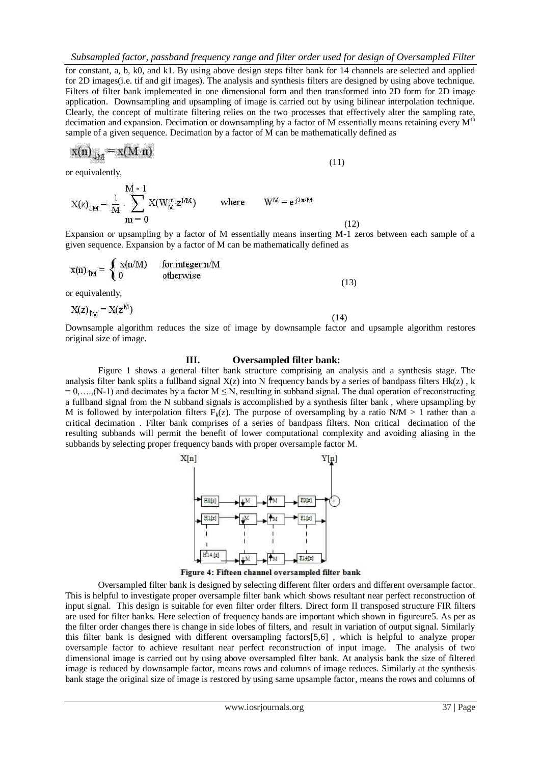for constant, a, b, k0, and k1. By using above design steps filter bank for 14 channels are selected and applied for 2D images(i.e. tif and gif images). The analysis and synthesis filters are designed by using above technique. Filters of filter bank implemented in one dimensional form and then transformed into 2D form for 2D image application. Downsampling and upsampling of image is carried out by using bilinear interpolation technique. Clearly, the concept of multirate filtering relies on the two processes that effectively alter the sampling rate, decimation and expansion. Decimation or downsampling by a factor of M essentially means retaining every $M^{th}$ sample of a given sequence. Decimation by a factor of M can be mathematically defined as

$$x(n)_{\downarrow M} = x(M\,n) \tag{11}$$

or equivalently,

$$X(z)_{\downarrow M} = \frac{1}{M} \cdot \sum_{m=0}^{M-1} X(W_M^m z^{1/M}) \qquad \text{where} \qquad W^M = e^{-j2\pi/M} \tag{12}$$

Expansion or upsampling by a factor of M essentially means inserting M-1 zeros between each sample of a given sequence. Expansion by a factor of M can be mathematically defined as

$$x(n)_{\uparrow M} = \begin{cases} x(n/M) & \text{for integer } n/M \\ 0 & \text{otherwise} \end{cases} \tag{13}$$

or equivalently,

$$X(z)_{\uparrow M} = X(z^M) \tag{14}$$

Downsample algorithm reduces the size of image by downsample factor and upsample algorithm restores original size of image.

## III. Oversampled filter bank:

Figure 1 shows a general filter bank structure comprising an analysis and a synthesis stage. The analysis filter bank splits a fullband signal X(z) into N frequency bands by a series of bandpass filters Hk(z) , k = 0,….,(N-1) and decimates by a factor $M \leq N$, resulting in subband signal. The dual operation of reconstructing a fullband signal from the N subband signals is accomplished by a synthesis filter bank , where upsampling by M is followed by interpolation filters $F_k(z)$. The purpose of oversampling by a ratio $N/M > 1$ rather than a critical decimation . Filter bank comprises of a series of bandpass filters. Non critical decimation of the resulting subbands will permit the benefit of lower computational complexity and avoiding aliasing in the subbands by selecting proper frequency bands with proper oversample factor M.

**Figure 4: Fifteen channel oversampled filter bank**

Oversampled filter bank is designed by selecting different filter orders and different oversample factor. This is helpful to investigate proper oversample filter bank which shows resultant near perfect reconstruction of input signal. This design is suitable for even filter order filters. Direct form II transposed structure FIR filters are used for filter banks. Here selection of frequency bands are important which shown in figureure5. As per as the filter order changes there is change in side lobes of filters, and result in variation of output signal. Similarly this filter bank is designed with different oversampling factors[5,6] , which is helpful to analyze proper oversample factor to achieve resultant near perfect reconstruction of input image. The analysis of two dimensional image is carried out by using above oversampled filter bank. At analysis bank the size of filtered image is reduced by downsample factor, means rows and columns of image reduces. Similarly at the synthesis bank stage the original size of image is restored by using same upsample factor, means the rows and columns of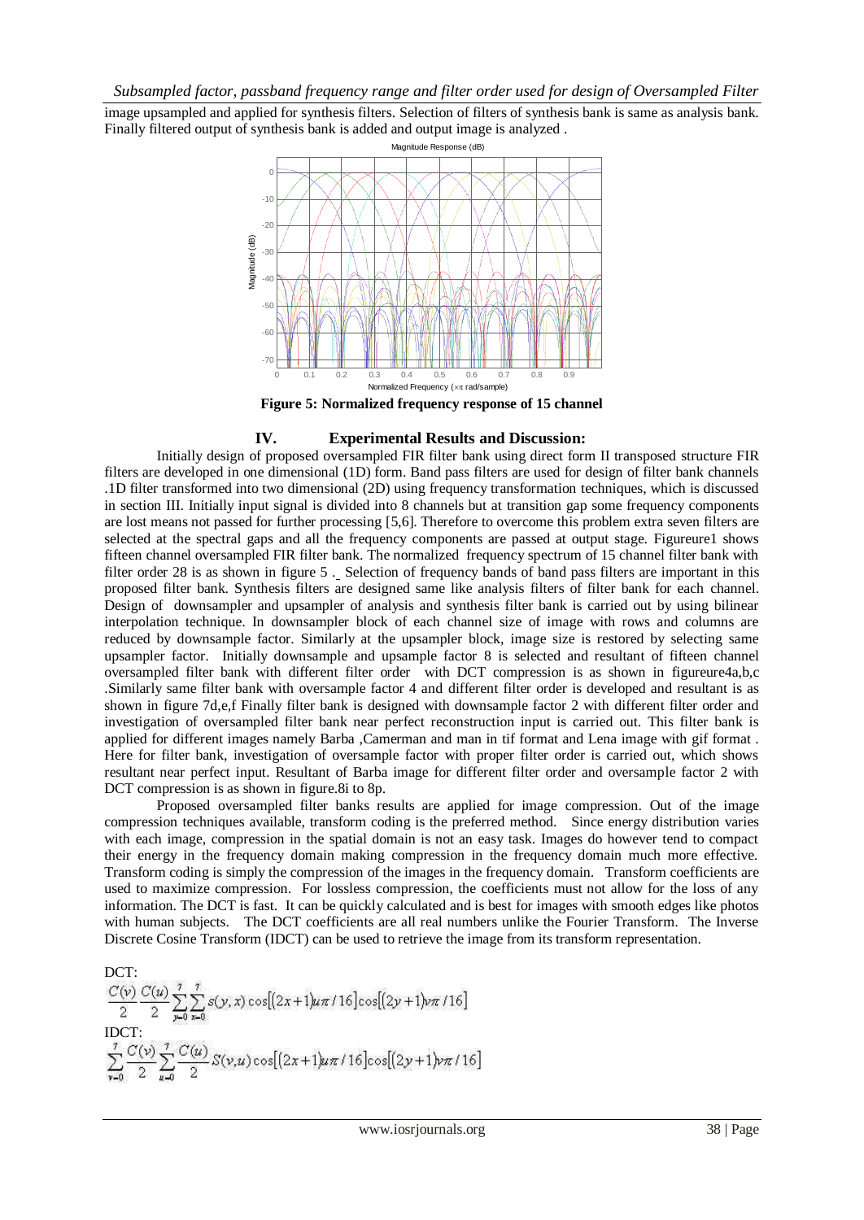image upsampled and applied for synthesis filters. Selection of filters of synthesis bank is same as analysis bank. Finally filtered output of synthesis bank is added and output image is analyzed .

**Figure 5: Normalized frequency response of 15 channel**

## IV. Experimental Results and Discussion:

Initially design of proposed oversampled FIR filter bank using direct form II transposed structure FIR filters are developed in one dimensional (1D) form. Band pass filters are used for design of filter bank channels .1D filter transformed into two dimensional (2D) using frequency transformation techniques, which is discussed in section III. Initially input signal is divided into 8 channels but at transition gap some frequency components are lost means not passed for further processing [5,6]. Therefore to overcome this problem extra seven filters are selected at the spectral gaps and all the frequency components are passed at output stage. Figureure1 shows fifteen channel oversampled FIR filter bank. The normalized frequency spectrum of 15 channel filter bank with filter order 28 is as shown in figure 5 . Selection of frequency bands of band pass filters are important in this proposed filter bank. Synthesis filters are designed same like analysis filters of filter bank for each channel. Design of downsampler and upsampler of analysis and synthesis filter bank is carried out by using bilinear interpolation technique. In downsampler block of each channel size of image with rows and columns are reduced by downsample factor. Similarly at the upsampler block, image size is restored by selecting same upsampler factor. Initially downsample and upsample factor 8 is selected and resultant of fifteen channel oversampled filter bank with different filter order with DCT compression is as shown in figureure4a,b,c .Similarly same filter bank with oversample factor 4 and different filter order is developed and resultant is as shown in figure 7d,e,f Finally filter bank is designed with downsample factor 2 with different filter order and investigation of oversampled filter bank near perfect reconstruction input is carried out. This filter bank is applied for different images namely Barba ,Camerman and man in tif format and Lena image with gif format . Here for filter bank, investigation of oversample factor with proper filter order is carried out, which shows resultant near perfect input. Resultant of Barba image for different filter order and oversample factor 2 with DCT compression is as shown in figure.8i to 8p.

Proposed oversampled filter banks results are applied for image compression. Out of the image compression techniques available, transform coding is the preferred method. Since energy distribution varies with each image, compression in the spatial domain is not an easy task. Images do however tend to compact their energy in the frequency domain making compression in the frequency domain much more effective. Transform coding is simply the compression of the images in the frequency domain. Transform coefficients are used to maximize compression. For lossless compression, the coefficients must not allow for the loss of any information. The DCT is fast. It can be quickly calculated and is best for images with smooth edges like photos with human subjects. The DCT coefficients are all real numbers unlike the Fourier Transform. The Inverse Discrete Cosine Transform (IDCT) can be used to retrieve the image from its transform representation.

DCT:

$$\frac{C(v)}{2}\frac{C(u)}{2}\sum_{y=0}^{7}\sum_{x=0}^{7}s(y,x)\cos[(2x+1)u\pi/16]\cos[(2y+1)v\pi/16]$$

IDCT:

$$\sum_{v=0}^{7}\frac{C(v)}{2}\sum_{u=0}^{7}\frac{C(u)}{2}S(v,u)\cos[(2x+1)u\pi/16]\cos[(2y+1)v\pi/16]$$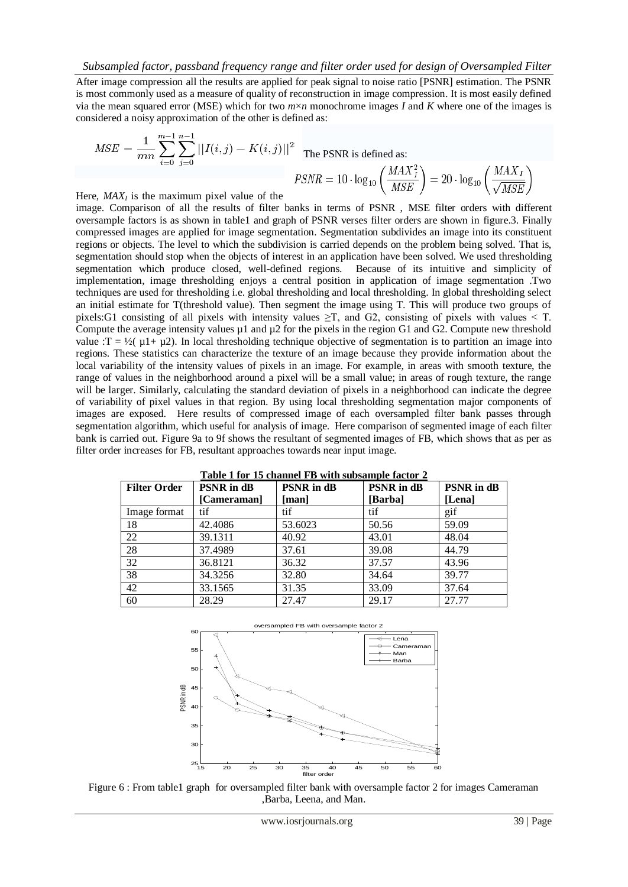*Subsampled factor, passband frequency range and filter order used for design of Oversampled Filter*

After image compression all the results are applied for peak signal to noise ratio [PSNR] estimation. The PSNR is most commonly used as a measure of quality of reconstruction in image compression. It is most easily defined via the mean squared error (MSE) which for two $m \times n$ monochrome images $I$ and $K$ where one of the images is considered a noisy approximation of the other is defined as:

$$MSE = \frac{1}{mn} \sum_{i=0}^{m-1} \sum_{j=0}^{n-1} ||I(i,j) - K(i,j)||^2$$

The PSNR is defined as:

$$PSNR = 10 \cdot \log_{10}\left(\frac{MAX_I^2}{MSE}\right) = 20 \cdot \log_{10}\left(\frac{MAX_I}{\sqrt{MSE}}\right)$$

Here, $MAX_I$ is the maximum pixel value of the image. Comparison of all the results of filter banks in terms of PSNR , MSE filter orders with different oversample factors is as shown in table1 and graph of PSNR verses filter orders are shown in figure.3. Finally compressed images are applied for image segmentation. Segmentation subdivides an image into its constituent regions or objects. The level to which the subdivision is carried depends on the problem being solved. That is, segmentation should stop when the objects of interest in an application have been solved. We used thresholding segmentation which produce closed, well-defined regions. Because of its intuitive and simplicity of implementation, image thresholding enjoys a central position in application of image segmentation .Two techniques are used for thresholding i.e. global thresholding and local thresholding. In global thresholding select an initial estimate for T(threshold value). Then segment the image using T. This will produce two groups of pixels:G1 consisting of all pixels with intensity values $\geq$T, and G2, consisting of pixels with values < T. Compute the average intensity values µ1 and µ2 for the pixels in the region G1 and G2. Compute new threshold value :T = ½( µ1+ µ2). In local thresholding technique objective of segmentation is to partition an image into regions. These statistics can characterize the texture of an image because they provide information about the local variability of the intensity values of pixels in an image. For example, in areas with smooth texture, the range of values in the neighborhood around a pixel will be a small value; in areas of rough texture, the range will be larger. Similarly, calculating the standard deviation of pixels in a neighborhood can indicate the degree of variability of pixel values in that region. By using local thresholding segmentation major components of images are exposed. Here results of compressed image of each oversampled filter bank passes through segmentation algorithm, which useful for analysis of image. Here comparison of segmented image of each filter bank is carried out. Figure 9a to 9f shows the resultant of segmented images of FB, which shows that as per as filter order increases for FB, resultant approaches towards near input image.

**Table 1 for 15 channel FB with subsample factor 2**

| Filter Order | PSNR in dB [Cameraman] | PSNR in dB [man] | PSNR in dB [Barba] | PSNR in dB [Lena] |
|---|---|---|---|---|
| Image format | tif | tif | tif | gif |
| 18 | 42.4086 | 53.6023 | 50.56 | 59.09 |
| 22 | 39.1311 | 40.92 | 43.01 | 48.04 |
| 28 | 37.4989 | 37.61 | 39.08 | 44.79 |
| 32 | 36.8121 | 36.32 | 37.57 | 43.96 |
| 38 | 34.3256 | 32.80 | 34.64 | 39.77 |
| 42 | 33.1565 | 31.35 | 33.09 | 37.64 |
| 60 | 28.29 | 27.47 | 29.17 | 27.77 |

Figure 6 : From table1 graph for oversampled filter bank with oversample factor 2 for images Cameraman ,Barba, Leena, and Man.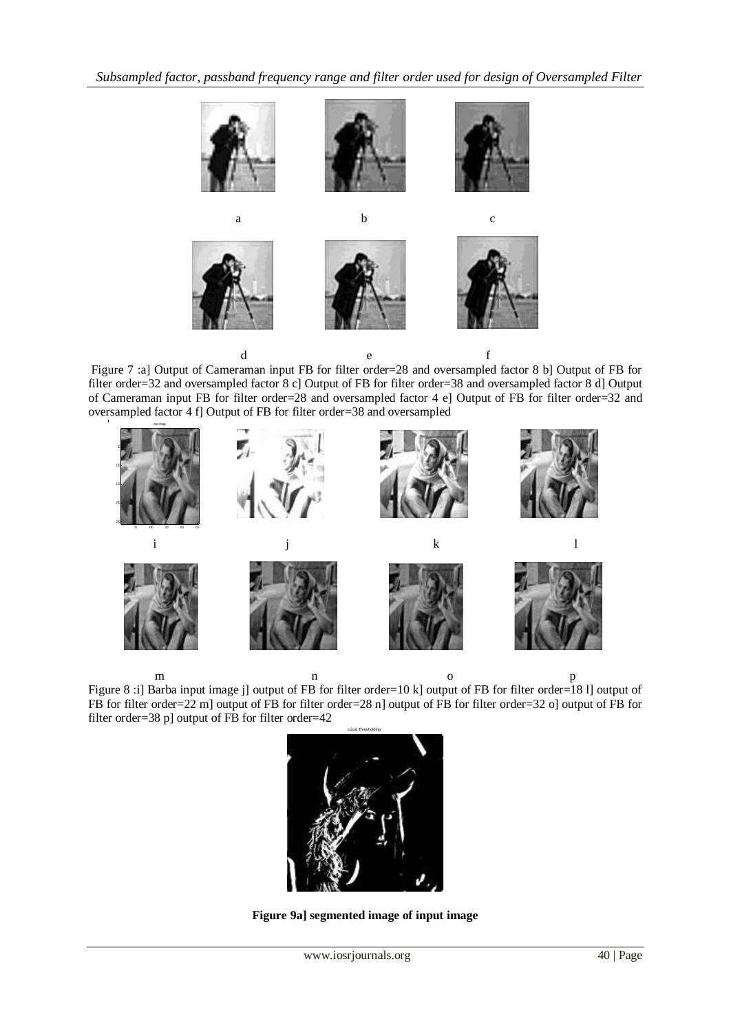Figure 7 :a] Output of Cameraman input FB for filter order=28 and oversampled factor 8 b] Output of FB for filter order=32 and oversampled factor 8 c] Output of FB for filter order=38 and oversampled factor 8 d] Output of Cameraman input FB for filter order=28 and oversampled factor 4 e] Output of FB for filter order=32 and oversampled factor 4 f] Output of FB for filter order=38 and oversampled

Figure 8 :i] Barba input image j] output of FB for filter order=10 k] output of FB for filter order=18 l] output of FB for filter order=22 m] output of FB for filter order=28 n] output of FB for filter order=32 o] output of FB for filter order=38 p] output of FB for filter order=42

**Figure 9a] segmented image of input image**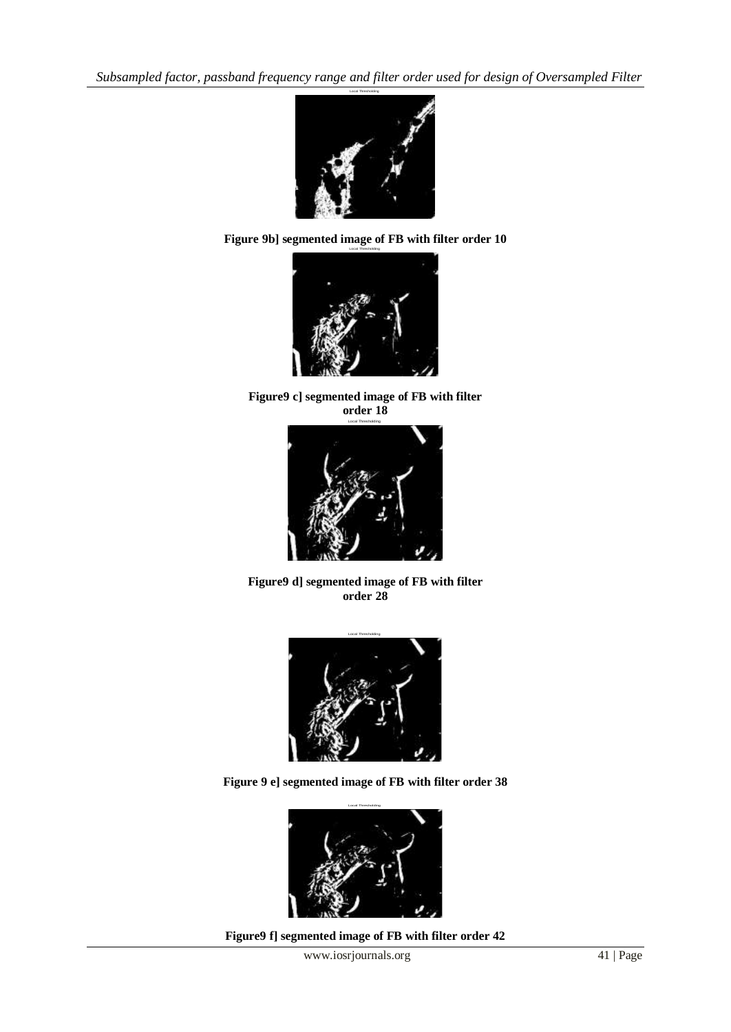Figure 9b] segmented image of FB with filter order 10

Figure9 c] segmented image of FB with filter order 18

Figure9 d] segmented image of FB with filter order 28

Figure 9 e] segmented image of FB with filter order 38

Figure9 f] segmented image of FB with filter order 42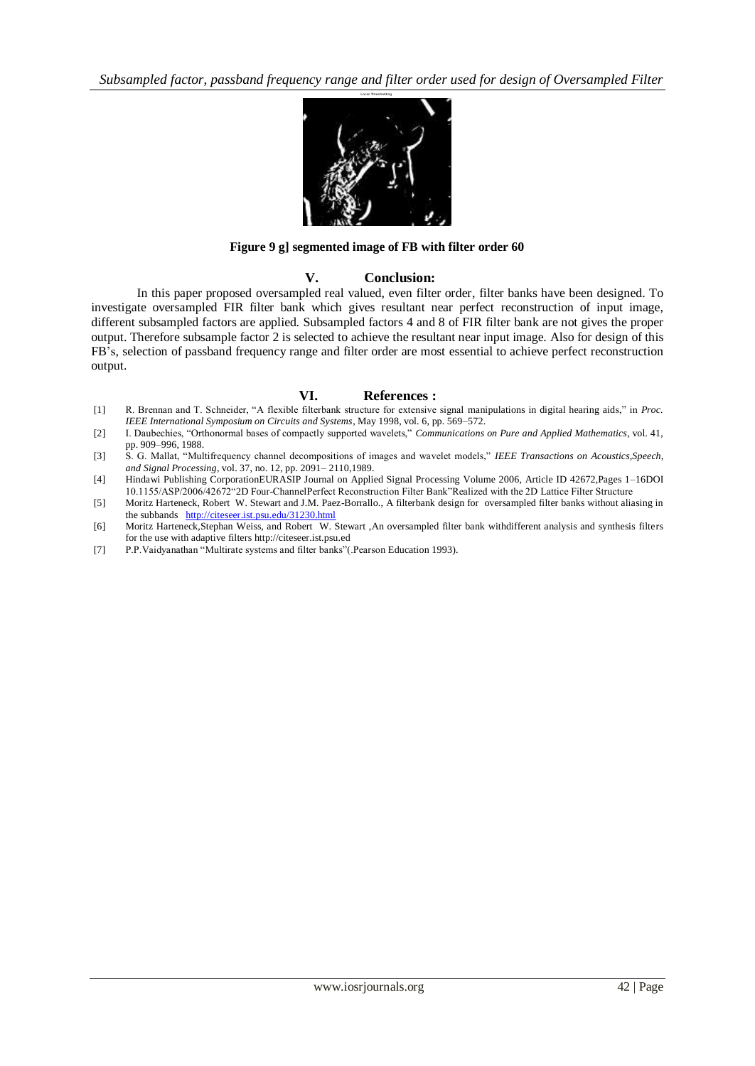Local Thresholding

**Figure 9 g] segmented image of FB with filter order 60**

## V. Conclusion:

In this paper proposed oversampled real valued, even filter order, filter banks have been designed. To investigate oversampled FIR filter bank which gives resultant near perfect reconstruction of input image, different subsampled factors are applied. Subsampled factors 4 and 8 of FIR filter bank are not gives the proper output. Therefore subsample factor 2 is selected to achieve the resultant near input image. Also for design of this FB's, selection of passband frequency range and filter order are most essential to achieve perfect reconstruction output.

## VI. References :

[1] R. Brennan and T. Schneider, "A flexible filterbank structure for extensive signal manipulations in digital hearing aids," in *Proc. IEEE International Symposium on Circuits and Systems*, May 1998, vol. 6, pp. 569–572.

[2] I. Daubechies, "Orthonormal bases of compactly supported wavelets," *Communications on Pure and Applied Mathematics*, vol. 41, pp. 909–996, 1988.

[3] S. G. Mallat, "Multifrequency channel decompositions of images and wavelet models," *IEEE Transactions on Acoustics,Speech, and Signal Processing*, vol. 37, no. 12, pp. 2091– 2110,1989.

[4] Hindawi Publishing CorporationEURASIP Journal on Applied Signal Processing Volume 2006, Article ID 42672,Pages 1–16DOI 10.1155/ASP/2006/42672"2D Four-ChannelPerfect Reconstruction Filter Bank"Realized with the 2D Lattice Filter Structure

[5] Moritz Harteneck, Robert W. Stewart and J.M. Paez-Borrallo., A filterbank design for oversampled filter banks without aliasing in the subbands http://citeseer.ist.psu.edu/31230.html

[6] Moritz Harteneck,Stephan Weiss, and Robert W. Stewart ,An oversampled filter bank withdifferent analysis and synthesis filters for the use with adaptive filters http://citeseer.ist.psu.ed

[7] P.P.Vaidyanathan "Multirate systems and filter banks"(.Pearson Education 1993).